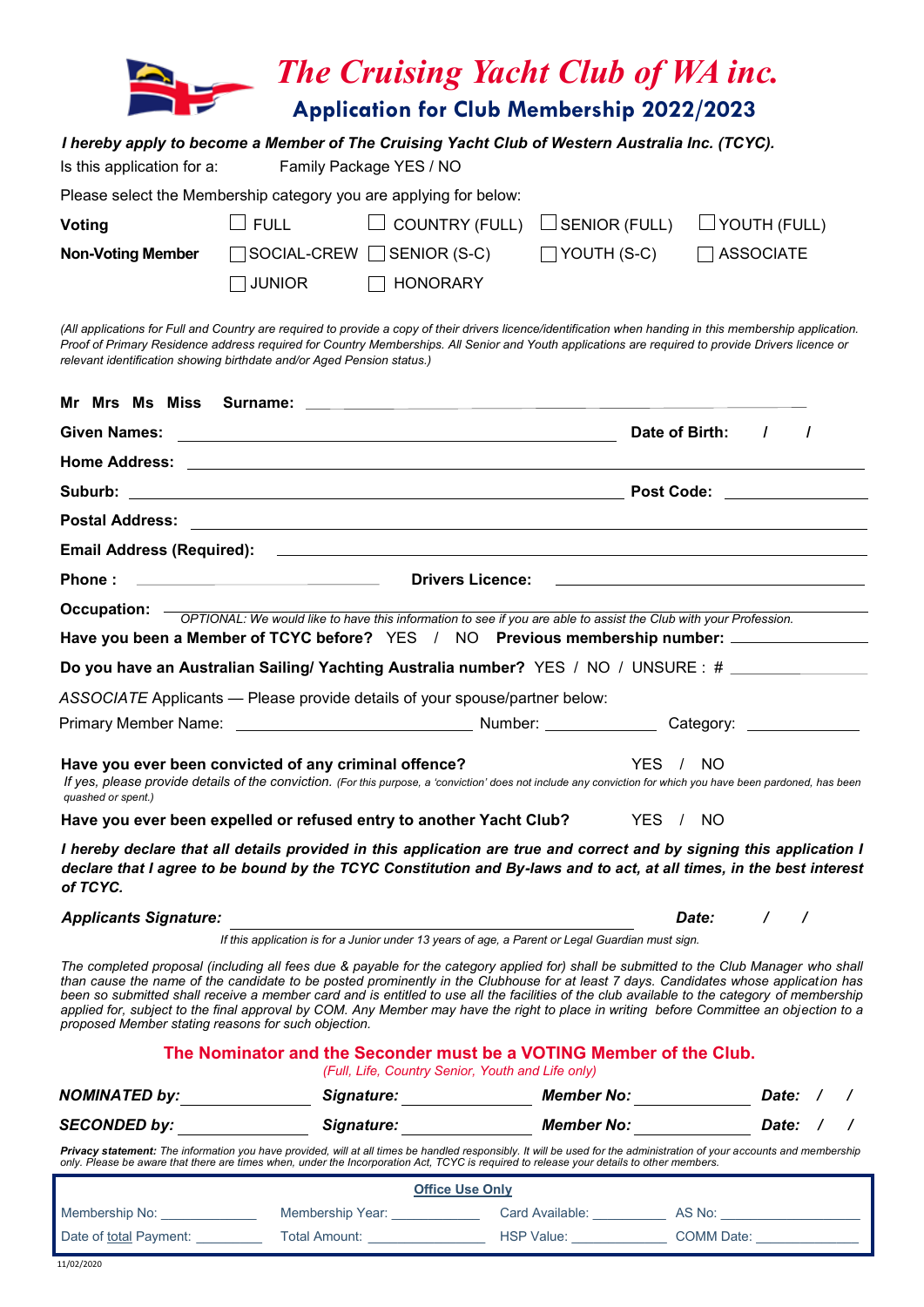# The Cruising Yacht Club of WA inc.

## Application for Club Membership 2022/2023

***I hereby apply to become a Member of The Cruising Yacht Club of Western Australia Inc. (TCYC).***

Is this application for a: Family Package YES / NO

Please select the Membership category you are applying for below:

| | | | | |
|---|---|---|---|---|
| **Voting** | ☐ FULL | ☐ COUNTRY (FULL) | ☐ SENIOR (FULL) | ☐ YOUTH (FULL) |
| **Non-Voting Member** | ☐ SOCIAL-CREW | ☐ SENIOR (S-C) | ☐ YOUTH (S-C) | ☐ ASSOCIATE |
| | ☐ JUNIOR | ☐ HONORARY | | |

*(All applications for Full and Country are required to provide a copy of their drivers licence/identification when handing in this membership application. Proof of Primary Residence address required for Country Memberships. All Senior and Youth applications are required to provide Drivers licence or relevant identification showing birthdate and/or Aged Pension status.)*

**Mr Mrs Ms Miss Surname:** ____________________

**Given Names:** ____________________ **Date of Birth:** / /

**Home Address:** ____________________

**Suburb:** ____________________ **Post Code:** ____________

**Postal Address:** ____________________

**Email Address (Required):** ____________________

**Phone :** ____________ **Drivers Licence:** ____________

**Occupation:** ____________________
*OPTIONAL: We would like to have this information to see if you are able to assist the Club with your Profession.*

**Have you been a Member of TCYC before?** YES / NO **Previous membership number:** ____________

**Do you have an Australian Sailing/ Yachting Australia number?** YES / NO / UNSURE : # ____________

*ASSOCIATE* Applicants — Please provide details of your spouse/partner below:

Primary Member Name: ____________ Number: ____________ Category: ____________

**Have you ever been convicted of any criminal offence?** YES / NO
*If yes, please provide details of the conviction. (For this purpose, a 'conviction' does not include any conviction for which you have been pardoned, has been quashed or spent.)*

**Have you ever been expelled or refused entry to another Yacht Club?** YES / NO

***I hereby declare that all details provided in this application are true and correct and by signing this application I declare that I agree to be bound by the TCYC Constitution and By-laws and to act, at all times, in the best interest of TCYC.***

***Applicants Signature:*** ____________________ ***Date:*** / /

*If this application is for a Junior under 13 years of age, a Parent or Legal Guardian must sign.*

*The completed proposal (including all fees due & payable for the category applied for) shall be submitted to the Club Manager who shall than cause the name of the candidate to be posted prominently in the Clubhouse for at least 7 days. Candidates whose application has been so submitted shall receive a member card and is entitled to use all the facilities of the club available to the category of membership applied for, subject to the final approval by COM. Any Member may have the right to place in writing before Committee an objection to a proposed Member stating reasons for such objection.*

**The Nominator and the Seconder must be a VOTING Member of the Club.**
*(Full, Life, Country Senior, Youth and Life only)*

***NOMINATED by:*** ____________ ***Signature:*** ____________ ***Member No:*** ____________ ***Date:*** / /

***SECONDED by:*** ____________ ***Signature:*** ____________ ***Member No:*** ____________ ***Date:*** / /

***Privacy statement:*** *The information you have provided, will at all times be handled responsibly. It will be used for the administration of your accounts and membership only. Please be aware that there are times when, under the Incorporation Act, TCYC is required to release your details to other members.*

**Office Use Only**

| | | | |
|---|---|---|---|
| Membership No: ______ | Membership Year: ______ | Card Available: ______ | AS No: ______ |
| Date of total Payment: ______ | Total Amount: ______ | HSP Value: ______ | COMM Date: ______ |

11/02/2020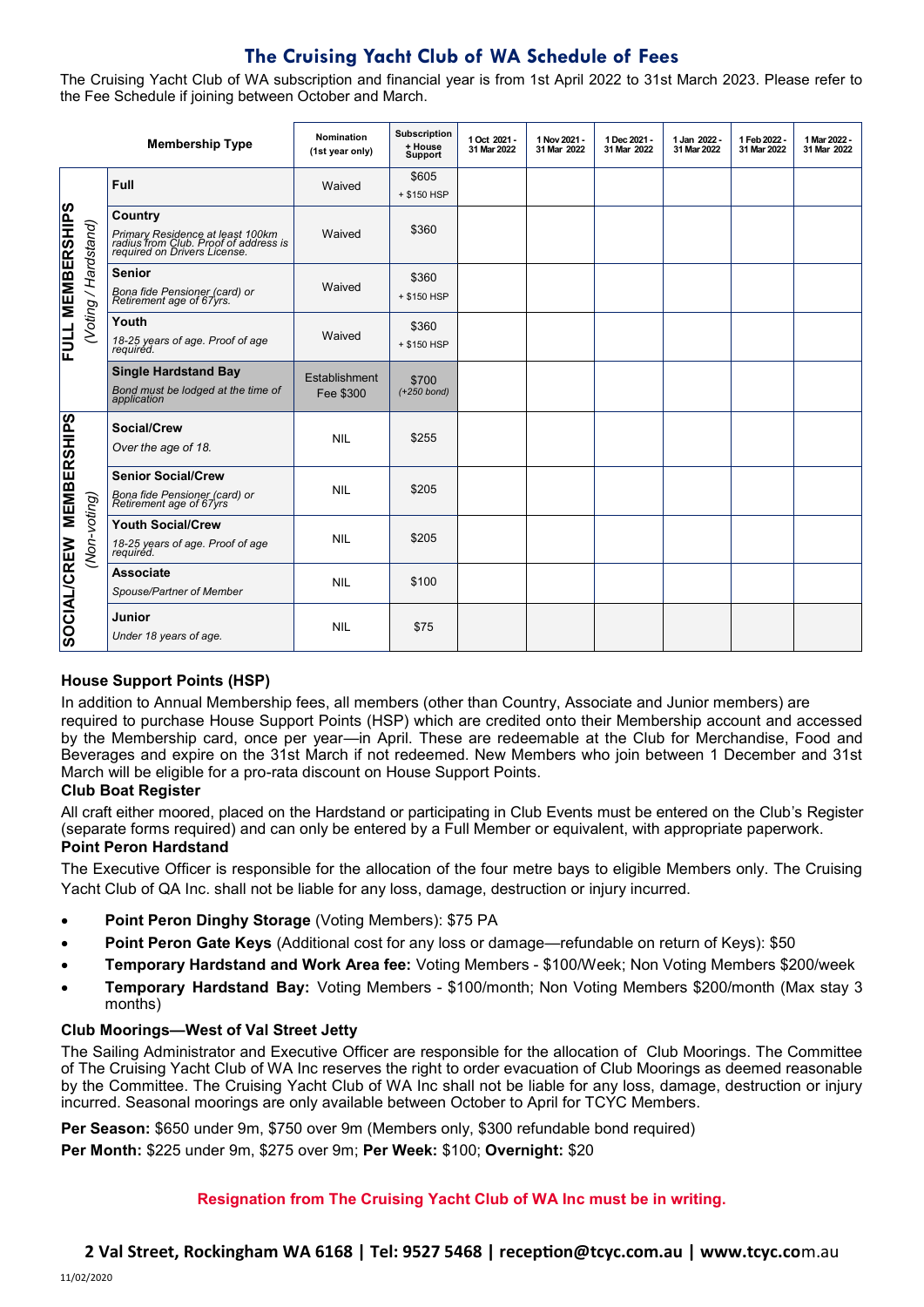# The Cruising Yacht Club of WA Schedule of Fees

The Cruising Yacht Club of WA subscription and financial year is from 1st April 2022 to 31st March 2023. Please refer to the Fee Schedule if joining between October and March.

| | Membership Type | Nomination (1st year only) | Subscription + House Support | 1 Oct 2021 - 31 Mar 2022 | 1 Nov 2021 - 31 Mar 2022 | 1 Dec 2021 - 31 Mar 2022 | 1 Jan 2022 - 31 Mar 2022 | 1 Feb 2022 - 31 Mar 2022 | 1 Mar 2022 - 31 Mar 2022 |
|---|---|---|---|---|---|---|---|---|---|
| **FULL MEMBERSHIPS** *(Voting / Hardstand)* | **Full** | Waived | $605 + $150 HSP | | | | | | |
| | **Country** *Primary Residence at least 100km radius from Club. Proof of address is required on Drivers License.* | Waived | $360 | | | | | | |
| | **Senior** *Bona fide Pensioner (card) or Retirement age of 67yrs.* | Waived | $360 + $150 HSP | | | | | | |
| | **Youth** *18-25 years of age. Proof of age required.* | Waived | $360 + $150 HSP | | | | | | |
| | **Single Hardstand Bay** *Bond must be lodged at the time of application* | Establishment Fee $300 | $700 *(+250 bond)* | | | | | | |
| **SOCIAL/CREW MEMBERSHIPS** *(Non-voting)* | **Social/Crew** *Over the age of 18.* | NIL | $255 | | | | | | |
| | **Senior Social/Crew** *Bona fide Pensioner (card) or Retirement age of 67yrs* | NIL | $205 | | | | | | |
| | **Youth Social/Crew** *18-25 years of age. Proof of age required.* | NIL | $205 | | | | | | |
| | **Associate** *Spouse/Partner of Member* | NIL | $100 | | | | | | |
| | **Junior** *Under 18 years of age.* | NIL | $75 | | | | | | |

### House Support Points (HSP)

In addition to Annual Membership fees, all members (other than Country, Associate and Junior members) are required to purchase House Support Points (HSP) which are credited onto their Membership account and accessed by the Membership card, once per year—in April. These are redeemable at the Club for Merchandise, Food and Beverages and expire on the 31st March if not redeemed. New Members who join between 1 December and 31st March will be eligible for a pro-rata discount on House Support Points.

### Club Boat Register

All craft either moored, placed on the Hardstand or participating in Club Events must be entered on the Club's Register (separate forms required) and can only be entered by a Full Member or equivalent, with appropriate paperwork.

### Point Peron Hardstand

The Executive Officer is responsible for the allocation of the four metre bays to eligible Members only. The Cruising Yacht Club of QA Inc. shall not be liable for any loss, damage, destruction or injury incurred.

- **Point Peron Dinghy Storage** (Voting Members): $75 PA
- **Point Peron Gate Keys** (Additional cost for any loss or damage—refundable on return of Keys): $50
- **Temporary Hardstand and Work Area fee:** Voting Members - $100/Week; Non Voting Members $200/week
- **Temporary Hardstand Bay:** Voting Members - $100/month; Non Voting Members $200/month (Max stay 3 months)

### Club Moorings—West of Val Street Jetty

The Sailing Administrator and Executive Officer are responsible for the allocation of Club Moorings. The Committee of The Cruising Yacht Club of WA Inc reserves the right to order evacuation of Club Moorings as deemed reasonable by the Committee. The Cruising Yacht Club of WA Inc shall not be liable for any loss, damage, destruction or injury incurred. Seasonal moorings are only available between October to April for TCYC Members.

**Per Season:** $650 under 9m, $750 over 9m (Members only, $300 refundable bond required)

**Per Month:** $225 under 9m, $275 over 9m; **Per Week:** $100; **Overnight:** $20

**Resignation from The Cruising Yacht Club of WA Inc must be in writing.**

**2 Val Street, Rockingham WA 6168 | Tel: 9527 5468 | reception@tcyc.com.au | www.tcyc.com.au**

11/02/2020